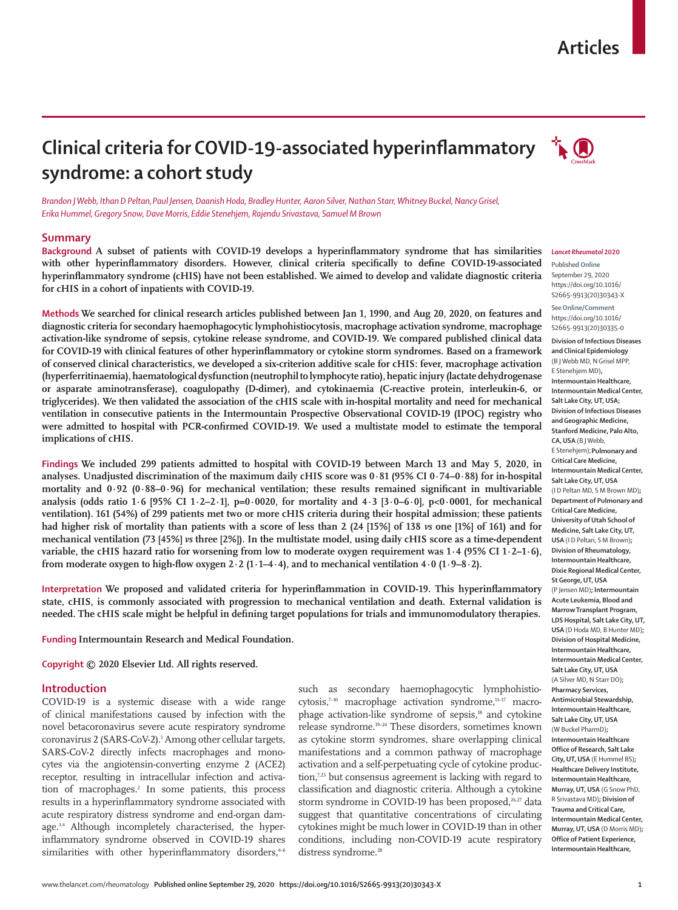# Clinical criteria for COVID-19-associated hyperinflammatory syndrome: a cohort study

*Brandon J Webb, Ithan D Peltan, Paul Jensen, Daanish Hoda, Bradley Hunter, Aaron Silver, Nathan Starr, Whitney Buckel, Nancy Grisel, Erika Hummel, Gregory Snow, Dave Morris, Eddie Stenehjem, Rajendu Srivastava, Samuel M Brown*

## Summary

**Background** A subset of patients with COVID-19 develops a hyperinflammatory syndrome that has similarities with other hyperinflammatory disorders. However, clinical criteria specifically to define COVID-19-associated hyperinflammatory syndrome (cHIS) have not been established. We aimed to develop and validate diagnostic criteria for cHIS in a cohort of inpatients with COVID-19.

**Methods** We searched for clinical research articles published between Jan 1, 1990, and Aug 20, 2020, on features and diagnostic criteria for secondary haemophagocytic lymphohistiocytosis, macrophage activation syndrome, macrophage activation-like syndrome of sepsis, cytokine release syndrome, and COVID-19. We compared published clinical data for COVID-19 with clinical features of other hyperinflammatory or cytokine storm syndromes. Based on a framework of conserved clinical characteristics, we developed a six-criterion additive scale for cHIS: fever, macrophage activation (hyperferritinaemia), haematological dysfunction (neutrophil to lymphocyte ratio), hepatic injury (lactate dehydrogenase or asparate aminotransferase), coagulopathy (D-dimer), and cytokinaemia (C-reactive protein, interleukin-6, or triglycerides). We then validated the association of the cHIS scale with in-hospital mortality and need for mechanical ventilation in consecutive patients in the Intermountain Prospective Observational COVID-19 (IPOC) registry who were admitted to hospital with PCR-confirmed COVID-19. We used a multistate model to estimate the temporal implications of cHIS.

**Findings** We included 299 patients admitted to hospital with COVID-19 between March 13 and May 5, 2020, in analyses. Unadjusted discrimination of the maximum daily cHIS score was 0·81 (95% CI 0·74–0·88) for in-hospital mortality and 0·92 (0·88–0·96) for mechanical ventilation; these results remained significant in multivariable analysis (odds ratio 1·6 [95% CI 1·2–2·1], p=0·0020, for mortality and 4·3 [3·0–6·0], p<0·0001, for mechanical ventilation). 161 (54%) of 299 patients met two or more cHIS criteria during their hospital admission; these patients had higher risk of mortality than patients with a score of less than 2 (24 [15%] of 138 *vs* one [1%] of 161) and for mechanical ventilation (73 [45%] *vs* three [2%]). In the multistate model, using daily cHIS score as a time-dependent variable, the cHIS hazard ratio for worsening from low to moderate oxygen requirement was 1·4 (95% CI 1·2–1·6), from moderate oxygen to high-flow oxygen 2·2 (1·1–4·4), and to mechanical ventilation 4·0 (1·9–8·2).

**Interpretation** We proposed and validated criteria for hyperinflammation in COVID-19. This hyperinflammatory state, cHIS, is commonly associated with progression to mechanical ventilation and death. External validation is needed. The cHIS scale might be helpful in defining target populations for trials and immunomodulatory therapies.

**Funding** Intermountain Research and Medical Foundation.

**Copyright** © 2020 Elsevier Ltd. All rights reserved.

*Lancet Rheumatol* 2020

Published Online September 29, 2020 https://doi.org/10.1016/S2665-9913(20)30343-X

See Online/Comment https://doi.org/10.1016/S2665-9913(20)30335-0

**Division of Infectious Diseases and Clinical Epidemiology** (B J Webb MD, N Grisel MPP, E Stenehjem MD), **Intermountain Healthcare, Intermountain Medical Center, Salt Lake City, UT, USA; Division of Infectious Diseases and Geographic Medicine, Stanford Medicine, Palo Alto, CA, USA** (B J Webb, E Stenehjem); **Pulmonary and Critical Care Medicine, Intermountain Medical Center, Salt Lake City, UT, USA** (I D Peltan MD, S M Brown MD); **Department of Pulmonary and Critical Care Medicine, University of Utah School of Medicine, Salt Lake City, UT, USA** (I D Peltan, S M Brown); **Division of Rheumatology, Intermountain Healthcare, Dixie Regional Medical Center, St George, UT, USA** (P Jensen MD); **Intermountain Acute Leukemia, Blood and Marrow Transplant Program, LDS Hospital, Salt Lake City, UT, USA** (D Hoda MD, B Hunter MD); **Division of Hospital Medicine, Intermountain Healthcare, Intermountain Medical Center, Salt Lake City, UT, USA** (A Silver MD, N Starr DO); **Pharmacy Services, Antimicrobial Stewardship, Intermountain Healthcare, Salt Lake City, UT, USA** (W Buckel PharmD); **Intermountain Healthcare Office of Research, Salt Lake City, UT, USA** (E Hummel BS); **Healthcare Delivery Institute, Intermountain Healthcare, Murray, UT, USA** (G Snow PhD, R Srivastava MD); **Division of Trauma and Critical Care, Intermountain Medical Center, Murray, UT, USA** (D Morris MD); **Office of Patient Experience, Intermountain Healthcare,**

## Introduction

COVID-19 is a systemic disease with a wide range of clinical manifestations caused by infection with the novel betacoronavirus severe acute respiratory syndrome coronavirus 2 (SARS-CoV-2).[1] Among other cellular targets, SARS-CoV-2 directly infects macrophages and monocytes via the angiotensin-converting enzyme 2 (ACE2) receptor, resulting in intracellular infection and activation of macrophages.[2] In some patients, this process results in a hyperinflammatory syndrome associated with acute respiratory distress syndrome and end-organ damage.[3,4] Although incompletely characterised, the hyperinflammatory syndrome observed in COVID-19 shares similarities with other hyperinflammatory disorders,[4–6] such as secondary haemophagocytic lymphohistiocytosis,[7–10] macrophage activation syndrome,[11–17] macrophage activation-like syndrome of sepsis,[18] and cytokine release syndrome.[19–24] These disorders, sometimes known as cytokine storm syndromes, share overlapping clinical manifestations and a common pathway of macrophage activation and a self-perpetuating cycle of cytokine production,[7,25] but consensus agreement is lacking with regard to classification and diagnostic criteria. Although a cytokine storm syndrome in COVID-19 has been proposed,[26,27] data suggest that quantitative concentrations of circulating cytokines might be much lower in COVID-19 than in other conditions, including non-COVID-19 acute respiratory distress syndrome.[28]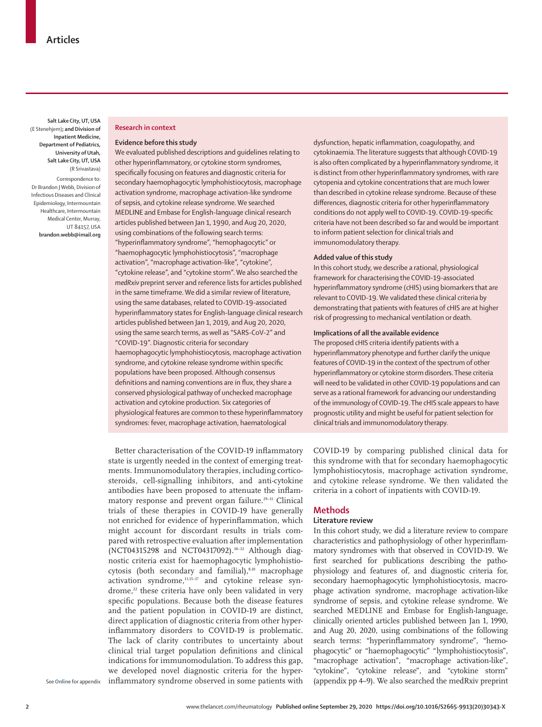Salt Lake City, UT, USA (E Stenehjem); **and Division of Inpatient Medicine, Department of Pediatrics, University of Utah, Salt Lake City, UT, USA** (R Srivastava)

Correspondence to: Dr Brandon J Webb, Division of Infectious Diseases and Clinical Epidemiology, Intermountain Healthcare, Intermountain Medical Center, Murray, UT 84157, USA **brandon.webb@imail.org**

### Research in context

**Evidence before this study**

We evaluated published descriptions and guidelines relating to other hyperinflammatory, or cytokine storm syndromes, specifically focusing on features and diagnostic criteria for secondary haemophagocytic lymphohistiocytosis, macrophage activation syndrome, macrophage activation-like syndrome of sepsis, and cytokine release syndrome. We searched MEDLINE and Embase for English-language clinical research articles published between Jan 1, 1990, and Aug 20, 2020, using combinations of the following search terms: "hyperinflammatory syndrome", "hemophagocytic" or "haemophagocytic lymphohistiocytosis", "macrophage activation", "macrophage activation-like", "cytokine", "cytokine release", and "cytokine storm". We also searched the *medRxiv* preprint server and reference lists for articles published in the same timeframe. We did a similar review of literature, using the same databases, related to COVID-19-associated hyperinflammatory states for English-language clinical research articles published between Jan 1, 2019, and Aug 20, 2020, using the same search terms, as well as "SARS-CoV-2" and "COVID-19". Diagnostic criteria for secondary haemophagocytic lymphohistiocytosis, macrophage activation syndrome, and cytokine release syndrome within specific populations have been proposed. Although consensus definitions and naming conventions are in flux, they share a conserved physiological pathway of unchecked macrophage activation and cytokine production. Six categories of physiological features are common to these hyperinflammatory syndromes: fever, macrophage activation, haematological dysfunction, hepatic inflammation, coagulopathy, and cytokinaemia. The literature suggests that although COVID-19 is also often complicated by a hyperinflammatory syndrome, it is distinct from other hyperinflammatory syndromes, with rare cytopenia and cytokine concentrations that are much lower than described in cytokine release syndrome. Because of these differences, diagnostic criteria for other hyperinflammatory conditions do not apply well to COVID-19. COVID-19-specific criteria have not been described so far and would be important to inform patient selection for clinical trials and immunomodulatory therapy.

**Added value of this study**

In this cohort study, we describe a rational, physiological framework for characterising the COVID-19-associated hyperinflammatory syndrome (cHIS) using biomarkers that are relevant to COVID-19. We validated these clinical criteria by demonstrating that patients with features of cHIS are at higher risk of progressing to mechanical ventilation or death.

**Implications of all the available evidence**

The proposed cHIS criteria identify patients with a hyperinflammatory phenotype and further clarify the unique features of COVID-19 in the context of the spectrum of other hyperinflammatory or cytokine storm disorders. These criteria will need to be validated in other COVID-19 populations and can serve as a rational framework for advancing our understanding of the immunology of COVID-19. The cHIS scale appears to have prognostic utility and might be useful for patient selection for clinical trials and immunomodulatory therapy.

Better characterisation of the COVID-19 inflammatory state is urgently needed in the context of emerging treatments. Immunomodulatory therapies, including corticosteroids, cell-signalling inhibitors, and anti-cytokine antibodies have been proposed to attenuate the inflammatory response and prevent organ failure.[29–31] Clinical trials of these therapies in COVID-19 have generally not enriched for evidence of hyperinflammation, which might account for discordant results in trials compared with retrospective evaluation after implementation (NCT04315298 and NCT04317092).[30–32] Although diagnostic criteria exist for haemophagocytic lymphohistiocytosis (both secondary and familial),[8,10] macrophage activation syndrome,[13,15–17] and cytokine release syndrome,[22] these criteria have only been validated in very specific populations. Because both the disease features and the patient population in COVID-19 are distinct, direct application of diagnostic criteria from other hyperinflammatory disorders to COVID-19 is problematic. The lack of clarity contributes to uncertainty about clinical trial target population definitions and clinical indications for immunomodulation. To address this gap, we developed novel diagnostic criteria for the hyperinflammatory syndrome observed in some patients with COVID-19 by comparing published clinical data for this syndrome with that for secondary haemophagocytic lymphohistiocytosis, macrophage activation syndrome, and cytokine release syndrome. We then validated the criteria in a cohort of inpatients with COVID-19.

See **Online** for appendix

## Methods

### Literature review

In this cohort study, we did a literature review to compare characteristics and pathophysiology of other hyperinflammatory syndromes with that observed in COVID-19. We first searched for publications describing the pathophysiology and features of, and diagnostic criteria for, secondary haemophagocytic lymphohistiocytosis, macrophage activation syndrome, macrophage activation-like syndrome of sepsis, and cytokine release syndrome. We searched MEDLINE and Embase for English-language, clinically oriented articles published between Jan 1, 1990, and Aug 20, 2020, using combinations of the following search terms: "hyperinflammatory syndrome", "hemophagocytic" or "haemophagocytic" "lymphohistiocytosis", "macrophage activation", "macrophage activation-like", "cytokine", "cytokine release", and "cytokine storm" (appendix pp 4–9). We also searched the medRxiv preprint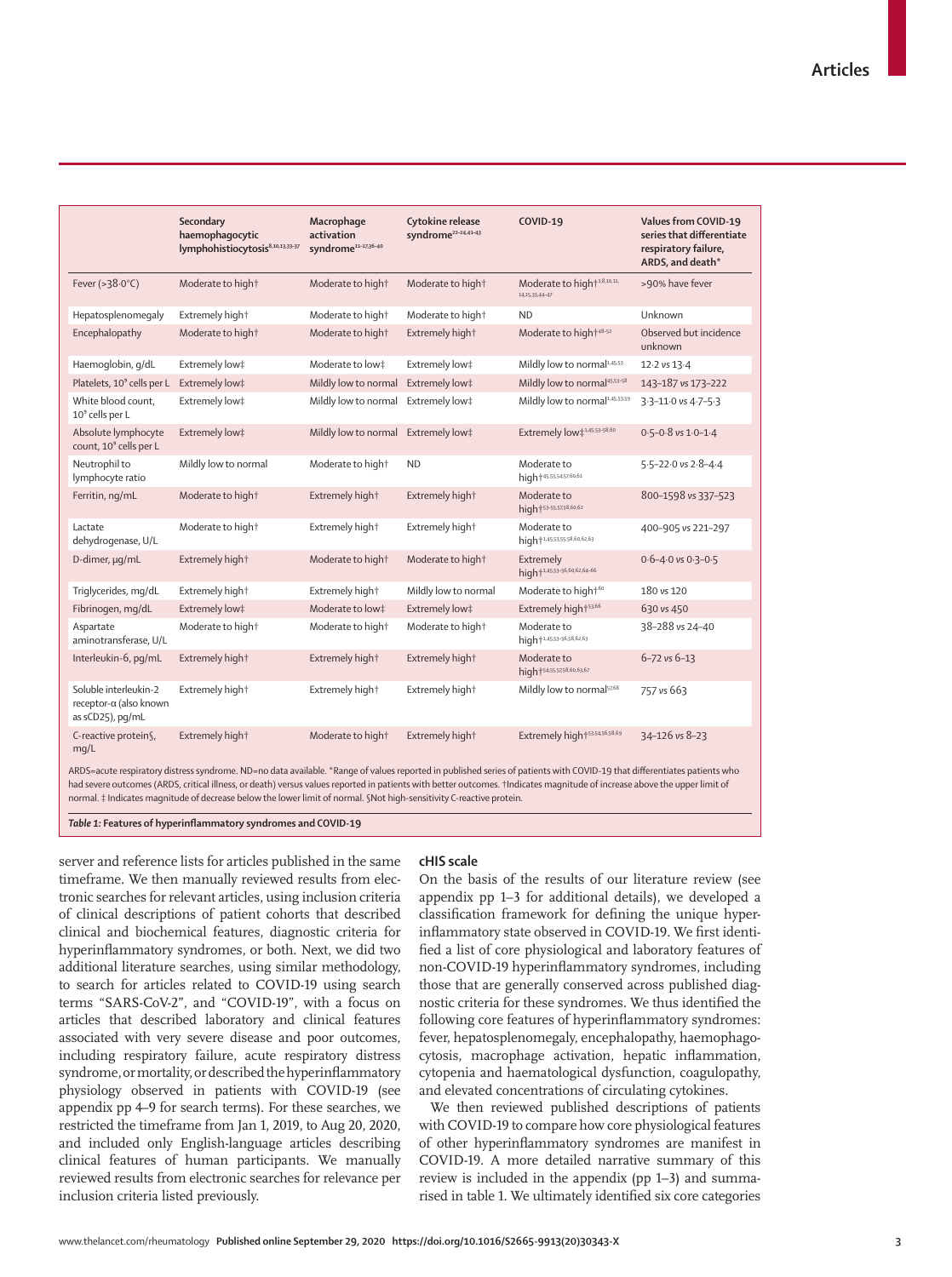| | Secondary haemophagocytic lymphohistiocytosis[8,10,13,33–37] | Macrophage activation syndrome[11–17,36–40] | Cytokine release syndrome[22–24,41–43] | COVID-19 | Values from COVID-19 series that differentiate respiratory failure, ARDS, and death* |
|---|---|---|---|---|---|
| Fever (>38·0°C) | Moderate to high† | Moderate to high† | Moderate to high† | Moderate to high†[1,8,10,11,14,15,33,44–47] | >90% have fever |
| Hepatosplenomegaly | Extremely high† | Moderate to high† | Moderate to high† | ND | Unknown |
| Encephalopathy | Moderate to high† | Moderate to high† | Extremely high† | Moderate to high†[48–52] | Observed but incidence unknown |
| Haemoglobin, g/dL | Extremely low‡ | Moderate to low‡ | Extremely low‡ | Mildly low to normal[1,45,53] | 12·2 vs 13·4 |
| Platelets, $10^9$ cells per L | Extremely low‡ | Mildly low to normal | Extremely low‡ | Mildly low to normal[45,53–58] | 143–187 vs 173–222 |
| White blood count, $10^9$ cells per L | Extremely low‡ | Mildly low to normal | Extremely low‡ | Mildly low to normal[1,45,53,59] | 3·3–11·0 vs 4·7–5·3 |
| Absolute lymphocyte count, $10^9$ cells per L | Extremely low‡ | Mildly low to normal | Extremely low‡ | Extremely low‡[1,45,53–58,60] | 0·5–0·8 vs 1·0–1·4 |
| Neutrophil to lymphocyte ratio | Mildly low to normal | Moderate to high† | ND | Moderate to high†[45,53,54,57,60,61] | 5·5–22·0 vs 2·8–4·4 |
| Ferritin, ng/mL | Moderate to high† | Extremely high† | Extremely high† | Moderate to high†[53–55,57,58,60,62] | 800–1598 vs 337–523 |
| Lactate dehydrogenase, U/L | Moderate to high† | Extremely high† | Extremely high† | Moderate to high†[1,45,53,55,58,60,62,63] | 400–905 vs 221–297 |
| D-dimer, μg/mL | Extremely high† | Moderate to high† | Moderate to high† | Extremely high†[1,45,53–56,60,62,64–66] | 0·6–4·0 vs 0·3–0·5 |
| Triglycerides, mg/dL | Extremely high† | Extremely high† | Mildly low to normal | Moderate to high†[60] | 180 vs 120 |
| Fibrinogen, mg/dL | Extremely low‡ | Moderate to low‡ | Extremely low‡ | Extremely high†[53,66] | 630 vs 450 |
| Aspartate aminotransferase, U/L | Moderate to high† | Moderate to high† | Moderate to high† | Moderate to high†[1,45,53–56,58,62,63] | 38–288 vs 24–40 |
| Interleukin-6, pg/mL | Extremely high† | Extremely high† | Extremely high† | Moderate to high†[54,55,57,58,60,63,67] | 6–72 vs 6–13 |
| Soluble interleukin-2 receptor-α (also known as sCD25), pg/mL | Extremely high† | Extremely high† | Extremely high† | Mildly low to normal[57,68] | 757 vs 663 |
| C-reactive protein§, mg/L | Extremely high† | Moderate to high† | Extremely high† | Extremely high†[53,54,56,58,69] | 34–126 vs 8–23 |

ARDS=acute respiratory distress syndrome. ND=no data available. *Range of values reported in published series of patients with COVID-19 that differentiates patients who had severe outcomes (ARDS, critical illness, or death) versus values reported in patients with better outcomes. †Indicates magnitude of increase above the upper limit of normal. ‡ Indicates magnitude of decrease below the lower limit of normal. §Not high-sensitivity C-reactive protein.

***Table 1:* Features of hyperinflammatory syndromes and COVID-19**

server and reference lists for articles published in the same timeframe. We then manually reviewed results from electronic searches for relevant articles, using inclusion criteria of clinical descriptions of patient cohorts that described clinical and biochemical features, diagnostic criteria for hyperinflammatory syndromes, or both. Next, we did two additional literature searches, using similar methodology, to search for articles related to COVID-19 using search terms "SARS-CoV-2", and "COVID-19", with a focus on articles that described laboratory and clinical features associated with very severe disease and poor outcomes, including respiratory failure, acute respiratory distress syndrome, or mortality, or described the hyperinflammatory physiology observed in patients with COVID-19 (see appendix pp 4–9 for search terms). For these searches, we restricted the timeframe from Jan 1, 2019, to Aug 20, 2020, and included only English-language articles describing clinical features of human participants. We manually reviewed results from electronic searches for relevance per inclusion criteria listed previously.

### cHIS scale

On the basis of the results of our literature review (see appendix pp 1–3 for additional details), we developed a classification framework for defining the unique hyperinflammatory state observed in COVID-19. We first identified a list of core physiological and laboratory features of non-COVID-19 hyperinflammatory syndromes, including those that are generally conserved across published diagnostic criteria for these syndromes. We thus identified the following core features of hyperinflammatory syndromes: fever, hepatosplenomegaly, encephalopathy, haemophagocytosis, macrophage activation, hepatic inflammation, cytopenia and haematological dysfunction, coagulopathy, and elevated concentrations of circulating cytokines.

We then reviewed published descriptions of patients with COVID-19 to compare how core physiological features of other hyperinflammatory syndromes are manifest in COVID-19. A more detailed narrative summary of this review is included in the appendix (pp 1–3) and summarised in table 1. We ultimately identified six core categories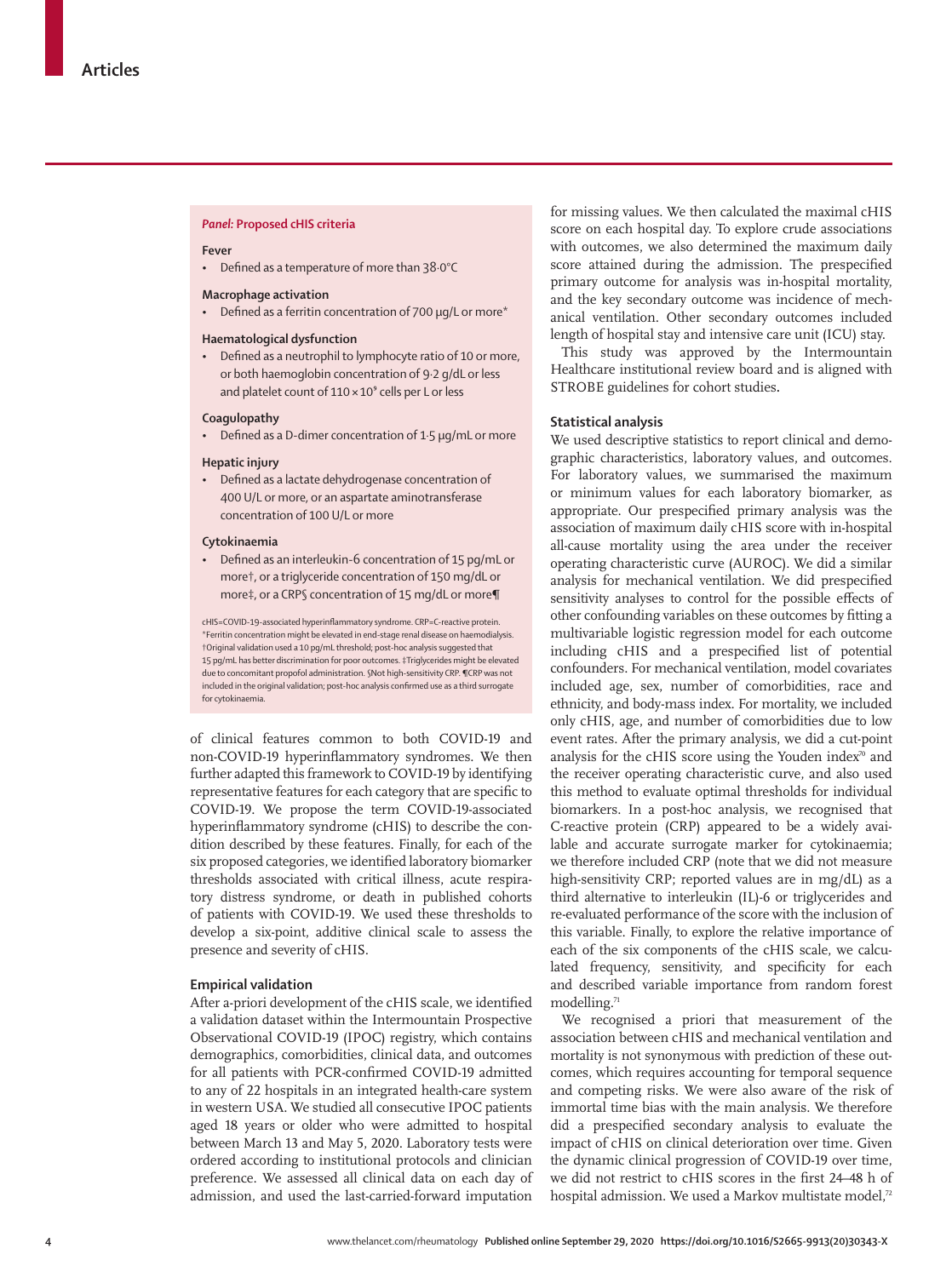### Panel: Proposed cHIS criteria

**Fever**

- Defined as a temperature of more than 38·0°C

**Macrophage activation**

- Defined as a ferritin concentration of 700 μg/L or more*

**Haematological dysfunction**

- Defined as a neutrophil to lymphocyte ratio of 10 or more, or both haemoglobin concentration of 9·2 g/dL or less and platelet count of 110 × 10⁹ cells per L or less

**Coagulopathy**

- Defined as a D-dimer concentration of 1·5 μg/mL or more

**Hepatic injury**

- Defined as a lactate dehydrogenase concentration of 400 U/L or more, or an aspartate aminotransferase concentration of 100 U/L or more

**Cytokinaemia**

- Defined as an interleukin-6 concentration of 15 pg/mL or more†, or a triglyceride concentration of 150 mg/dL or more‡, or a CRP§ concentration of 15 mg/dL or more¶

cHIS=COVID-19-associated hyperinflammatory syndrome. CRP=C-reactive protein. *Ferritin concentration might be elevated in end-stage renal disease on haemodialysis. †Original validation used a 10 pg/mL threshold; post-hoc analysis suggested that 15 pg/mL has better discrimination for poor outcomes. ‡Triglycerides might be elevated due to concomitant propofol administration. §Not high-sensitivity CRP. ¶CRP was not included in the original validation; post-hoc analysis confirmed use as a third surrogate for cytokinaemia.

of clinical features common to both COVID-19 and non-COVID-19 hyperinflammatory syndromes. We then further adapted this framework to COVID-19 by identifying representative features for each category that are specific to COVID-19. We propose the term COVID-19-associated hyperinflammatory syndrome (cHIS) to describe the condition described by these features. Finally, for each of the six proposed categories, we identified laboratory biomarker thresholds associated with critical illness, acute respiratory distress syndrome, or death in published cohorts of patients with COVID-19. We used these thresholds to develop a six-point, additive clinical scale to assess the presence and severity of cHIS.

## Empirical validation

After a-priori development of the cHIS scale, we identified a validation dataset within the Intermountain Prospective Observational COVID-19 (IPOC) registry, which contains demographics, comorbidities, clinical data, and outcomes for all patients with PCR-confirmed COVID-19 admitted to any of 22 hospitals in an integrated health-care system in western USA. We studied all consecutive IPOC patients aged 18 years or older who were admitted to hospital between March 13 and May 5, 2020. Laboratory tests were ordered according to institutional protocols and clinician preference. We assessed all clinical data on each day of admission, and used the last-carried-forward imputation for missing values. We then calculated the maximal cHIS score on each hospital day. To explore crude associations with outcomes, we also determined the maximum daily score attained during the admission. The prespecified primary outcome for analysis was in-hospital mortality, and the key secondary outcome was incidence of mechanical ventilation. Other secondary outcomes included length of hospital stay and intensive care unit (ICU) stay.

This study was approved by the Intermountain Healthcare institutional review board and is aligned with STROBE guidelines for cohort studies.

## Statistical analysis

We used descriptive statistics to report clinical and demographic characteristics, laboratory values, and outcomes. For laboratory values, we summarised the maximum or minimum values for each laboratory biomarker, as appropriate. Our prespecified primary analysis was the association of maximum daily cHIS score with in-hospital all-cause mortality using the area under the receiver operating characteristic curve (AUROC). We did a similar analysis for mechanical ventilation. We did prespecified sensitivity analyses to control for the possible effects of other confounding variables on these outcomes by fitting a multivariable logistic regression model for each outcome including cHIS and a prespecified list of potential confounders. For mechanical ventilation, model covariates included age, sex, number of comorbidities, race and ethnicity, and body-mass index. For mortality, we included only cHIS, age, and number of comorbidities due to low event rates. After the primary analysis, we did a cut-point analysis for the cHIS score using the Youden index[70] and the receiver operating characteristic curve, and also used this method to evaluate optimal thresholds for individual biomarkers. In a post-hoc analysis, we recognised that C-reactive protein (CRP) appeared to be a widely available and accurate surrogate marker for cytokinaemia; we therefore included CRP (note that we did not measure high-sensitivity CRP; reported values are in mg/dL) as a third alternative to interleukin (IL)-6 or triglycerides and re-evaluated performance of the score with the inclusion of this variable. Finally, to explore the relative importance of each of the six components of the cHIS scale, we calculated frequency, sensitivity, and specificity for each and described variable importance from random forest modelling.[71]

We recognised a priori that measurement of the association between cHIS and mechanical ventilation and mortality is not synonymous with prediction of these outcomes, which requires accounting for temporal sequence and competing risks. We were also aware of the risk of immortal time bias with the main analysis. We therefore did a prespecified secondary analysis to evaluate the impact of cHIS on clinical deterioration over time. Given the dynamic clinical progression of COVID-19 over time, we did not restrict to cHIS scores in the first 24–48 h of hospital admission. We used a Markov multistate model,[72]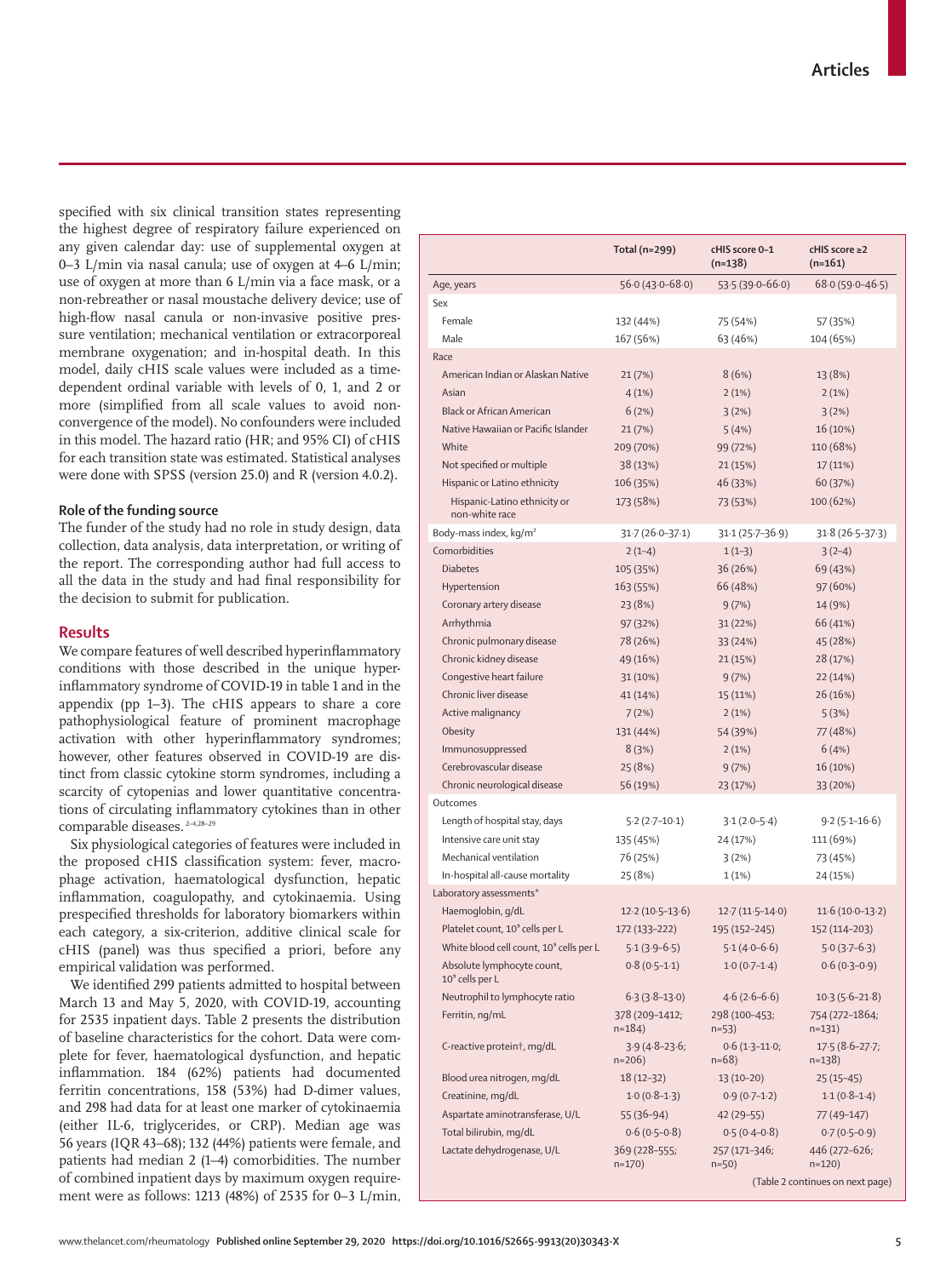specified with six clinical transition states representing the highest degree of respiratory failure experienced on any given calendar day: use of supplemental oxygen at 0–3 L/min via nasal canula; use of oxygen at 4–6 L/min; use of oxygen at more than 6 L/min via a face mask, or a non-rebreather or nasal moustache delivery device; use of high-flow nasal canula or non-invasive positive pressure ventilation; mechanical ventilation or extracorporeal membrane oxygenation; and in-hospital death. In this model, daily cHIS scale values were included as a time-dependent ordinal variable with levels of 0, 1, and 2 or more (simplified from all scale values to avoid non-convergence of the model). No confounders were included in this model. The hazard ratio (HR; and 95% CI) of cHIS for each transition state was estimated. Statistical analyses were done with SPSS (version 25.0) and R (version 4.0.2).

### Role of the funding source

The funder of the study had no role in study design, data collection, data analysis, data interpretation, or writing of the report. The corresponding author had full access to all the data in the study and had final responsibility for the decision to submit for publication.

## Results

We compare features of well described hyperinflammatory conditions with those described in the unique hyperinflammatory syndrome of COVID-19 in table 1 and in the appendix (pp 1–3). The cHIS appears to share a core pathophysiological feature of prominent macrophage activation with other hyperinflammatory syndromes; however, other features observed in COVID-19 are distinct from classic cytokine storm syndromes, including a scarcity of cytopenias and lower quantitative concentrations of circulating inflammatory cytokines than in other comparable diseases.[2–4,28–29]

Six physiological categories of features were included in the proposed cHIS classification system: fever, macrophage activation, haematological dysfunction, hepatic inflammation, coagulopathy, and cytokinaemia. Using prespecified thresholds for laboratory biomarkers within each category, a six-criterion, additive clinical scale for cHIS (panel) was thus specified a priori, before any empirical validation was performed.

We identified 299 patients admitted to hospital between March 13 and May 5, 2020, with COVID-19, accounting for 2535 inpatient days. Table 2 presents the distribution of baseline characteristics for the cohort. Data were complete for fever, haematological dysfunction, and hepatic inflammation. 184 (62%) patients had documented ferritin concentrations, 158 (53%) had D-dimer values, and 298 had data for at least one marker of cytokinaemia (either IL-6, triglycerides, or CRP). Median age was 56 years (IQR 43–68); 132 (44%) patients were female, and patients had median 2 (1–4) comorbidities. The number of combined inpatient days by maximum oxygen requirement were as follows: 1213 (48%) of 2535 for 0–3 L/min,

| | Total (n=299) | cHIS score 0–1 (n=138) | cHIS score ≥2 (n=161) |
|---|---|---|---|
| Age, years | 56·0 (43·0–68·0) | 53·5 (39·0–66·0) | 68·0 (59·0–46·5) |
| Sex | | | |
| Female | 132 (44%) | 75 (54%) | 57 (35%) |
| Male | 167 (56%) | 63 (46%) | 104 (65%) |
| Race | | | |
| American Indian or Alaskan Native | 21 (7%) | 8 (6%) | 13 (8%) |
| Asian | 4 (1%) | 2 (1%) | 2 (1%) |
| Black or African American | 6 (2%) | 3 (2%) | 3 (2%) |
| Native Hawaiian or Pacific Islander | 21 (7%) | 5 (4%) | 16 (10%) |
| White | 209 (70%) | 99 (72%) | 110 (68%) |
| Not specified or multiple | 38 (13%) | 21 (15%) | 17 (11%) |
| Hispanic or Latino ethnicity | 106 (35%) | 46 (33%) | 60 (37%) |
| Hispanic-Latino ethnicity or non-white race | 173 (58%) | 73 (53%) | 100 (62%) |
| Body-mass index, kg/m² | 31·7 (26·0–37·1) | 31·1 (25·7–36·9) | 31·8 (26·5–37·3) |
| Comorbidities | 2 (1–4) | 1 (1–3) | 3 (2–4) |
| Diabetes | 105 (35%) | 36 (26%) | 69 (43%) |
| Hypertension | 163 (55%) | 66 (48%) | 97 (60%) |
| Coronary artery disease | 23 (8%) | 9 (7%) | 14 (9%) |
| Arrhythmia | 97 (32%) | 31 (22%) | 66 (41%) |
| Chronic pulmonary disease | 78 (26%) | 33 (24%) | 45 (28%) |
| Chronic kidney disease | 49 (16%) | 21 (15%) | 28 (17%) |
| Congestive heart failure | 31 (10%) | 9 (7%) | 22 (14%) |
| Chronic liver disease | 41 (14%) | 15 (11%) | 26 (16%) |
| Active malignancy | 7 (2%) | 2 (1%) | 5 (3%) |
| Obesity | 131 (44%) | 54 (39%) | 77 (48%) |
| Immunosuppressed | 8 (3%) | 2 (1%) | 6 (4%) |
| Cerebrovascular disease | 25 (8%) | 9 (7%) | 16 (10%) |
| Chronic neurological disease | 56 (19%) | 23 (17%) | 33 (20%) |
| Outcomes | | | |
| Length of hospital stay, days | 5·2 (2·7–10·1) | 3·1 (2·0–5·4) | 9·2 (5·1–16·6) |
| Intensive care unit stay | 135 (45%) | 24 (17%) | 111 (69%) |
| Mechanical ventilation | 76 (25%) | 3 (2%) | 73 (45%) |
| In-hospital all-cause mortality | 25 (8%) | 1 (1%) | 24 (15%) |
| Laboratory assessments* | | | |
| Haemoglobin, g/dL | 12·2 (10·5–13·6) | 12·7 (11·5–14·0) | 11·6 (10·0–13·2) |
| Platelet count, $10^9$ cells per L | 172 (133–222) | 195 (152–245) | 152 (114–203) |
| White blood cell count, $10^9$ cells per L | 5·1 (3·9–6·5) | 5·1 (4·0–6·6) | 5·0 (3·7–6·3) |
| Absolute lymphocyte count, $10^9$ cells per L | 0·8 (0·5–1·1) | 1·0 (0·7–1·4) | 0·6 (0·3–0·9) |
| Neutrophil to lymphocyte ratio | 6·3 (3·8–13·0) | 4·6 (2·6–6·6) | 10·3 (5·6–21·8) |
| Ferritin, ng/mL | 378 (209–1412; n=184) | 298 (100–453; n=53) | 754 (272–1864; n=131) |
| C-reactive protein†, mg/dL | 3·9 (4·8–23·6; n=206) | 0·6 (1·3–11·0; n=68) | 17·5 (8·6–27·7; n=138) |
| Blood urea nitrogen, mg/dL | 18 (12–32) | 13 (10–20) | 25 (15–45) |
| Creatinine, mg/dL | 1·0 (0·8–1·3) | 0·9 (0·7–1·2) | 1·1 (0·8–1·4) |
| Aspartate aminotransferase, U/L | 55 (36–94) | 42 (29–55) | 77 (49–147) |
| Total bilirubin, mg/dL | 0·6 (0·5–0·8) | 0·5 (0·4–0·8) | 0·7 (0·5–0·9) |
| Lactate dehydrogenase, U/L | 369 (228–555; n=170) | 257 (171–346; n=50) | 446 (272–626; n=120) |

(Table 2 continues on next page)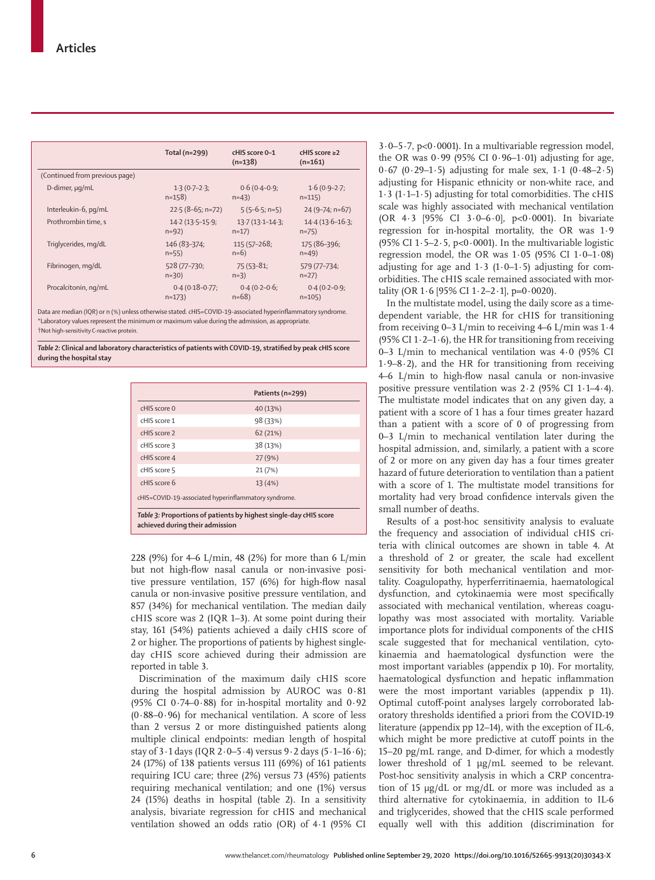|  | Total (n=299) | cHIS score 0–1 (n=138) | cHIS score ≥2 (n=161) |
|---|---|---|---|
| (Continued from previous page) |  |  |  |
| D-dimer, μg/mL | 1·3 (0·7–2·3; n=158) | 0·6 (0·4–0·9; n=43) | 1·6 (0·9–2·7; n=115) |
| Interleukin-6, pg/mL | 22·5 (8–65; n=72) | 5 (5–6·5; n=5) | 24 (9–74; n=67) |
| Prothrombin time, s | 14·2 (13·5–15·9; n=92) | 13·7 (13·1–14·3; n=17) | 14·4 (13·6–16·3; n=75) |
| Triglycerides, mg/dL | 146 (83–374; n=55) | 115 (57–268; n=6) | 175 (86–396; n=49) |
| Fibrinogen, mg/dL | 528 (77–730; n=30) | 75 (53–81; n=3) | 579 (77–734; n=27) |
| Procalcitonin, ng/mL | 0·4 (0·18–0·77; n=173) | 0·4 (0·2–0·6; n=68) | 0·4 (0·2–0·9; n=105) |

Data are median (IQR) or n (%) unless otherwise stated. cHIS=COVID-19-associated hyperinflammatory syndrome. *Laboratory values represent the minimum or maximum value during the admission, as appropriate. †Not high-sensitivity C-reactive protein.

*Table 2:* **Clinical and laboratory characteristics of patients with COVID-19, stratified by peak cHIS score during the hospital stay**

|  | Patients (n=299) |
|---|---|
| cHIS score 0 | 40 (13%) |
| cHIS score 1 | 98 (33%) |
| cHIS score 2 | 62 (21%) |
| cHIS score 3 | 38 (13%) |
| cHIS score 4 | 27 (9%) |
| cHIS score 5 | 21 (7%) |
| cHIS score 6 | 13 (4%) |

cHIS=COVID-19-associated hyperinflammatory syndrome.

*Table 3:* **Proportions of patients by highest single-day cHIS score achieved during their admission**

228 (9%) for 4–6 L/min, 48 (2%) for more than 6 L/min but not high-flow nasal canula or non-invasive positive pressure ventilation, 157 (6%) for high-flow nasal canula or non-invasive positive pressure ventilation, and 857 (34%) for mechanical ventilation. The median daily cHIS score was 2 (IQR 1–3). At some point during their stay, 161 (54%) patients achieved a daily cHIS score of 2 or higher. The proportions of patients by highest single-day cHIS score achieved during their admission are reported in table 3.

Discrimination of the maximum daily cHIS score during the hospital admission by AUROC was 0·81 (95% CI 0·74–0·88) for in-hospital mortality and 0·92 (0·88–0·96) for mechanical ventilation. A score of less than 2 versus 2 or more distinguished patients along multiple clinical endpoints: median length of hospital stay of 3·1 days (IQR 2·0–5·4) versus 9·2 days (5·1–16·6); 24 (17%) of 138 patients versus 111 (69%) of 161 patients requiring ICU care; three (2%) versus 73 (45%) patients requiring mechanical ventilation; and one (1%) versus 24 (15%) deaths in hospital (table 2). In a sensitivity analysis, bivariate regression for cHIS and mechanical ventilation showed an odds ratio (OR) of 4·1 (95% CI 3·0–5·7, p<0·0001). In a multivariable regression model, the OR was 0·99 (95% CI 0·96–1·01) adjusting for age, 0·67 (0·29–1·5) adjusting for male sex, 1·1 (0·48–2·5) adjusting for Hispanic ethnicity or non-white race, and 1·3 (1·1–1·5) adjusting for total comorbidities. The cHIS scale was highly associated with mechanical ventilation (OR 4·3 [95% CI 3·0–6·0], p<0·0001). In bivariate regression for in-hospital mortality, the OR was 1·9 (95% CI 1·5–2·5, p<0·0001). In the multivariable logistic regression model, the OR was 1·05 (95% CI 1·0–1·08) adjusting for age and 1·3 (1·0–1·5) adjusting for comorbidities. The cHIS scale remained associated with mortality (OR 1·6 [95% CI 1·2–2·1], p=0·0020).

In the multistate model, using the daily score as a time-dependent variable, the HR for cHIS for transitioning from receiving 0–3 L/min to receiving 4–6 L/min was 1·4 (95% CI 1·2–1·6), the HR for transitioning from receiving 0–3 L/min to mechanical ventilation was 4·0 (95% CI 1·9–8·2), and the HR for transitioning from receiving 4–6 L/min to high-flow nasal canula or non-invasive positive pressure ventilation was 2·2 (95% CI 1·1–4·4). The multistate model indicates that on any given day, a patient with a score of 1 has a four times greater hazard than a patient with a score of 0 of progressing from 0–3 L/min to mechanical ventilation later during the hospital admission, and, similarly, a patient with a score of 2 or more on any given day has a four times greater hazard of future deterioration to ventilation than a patient with a score of 1. The multistate model transitions for mortality had very broad confidence intervals given the small number of deaths.

Results of a post-hoc sensitivity analysis to evaluate the frequency and association of individual cHIS criteria with clinical outcomes are shown in table 4. At a threshold of 2 or greater, the scale had excellent sensitivity for both mechanical ventilation and mortality. Coagulopathy, hyperferritinaemia, haematological dysfunction, and cytokinaemia were most specifically associated with mechanical ventilation, whereas coagulopathy was most associated with mortality. Variable importance plots for individual components of the cHIS scale suggested that for mechanical ventilation, cytokinaemia and haematological dysfunction were the most important variables (appendix p 10). For mortality, haematological dysfunction and hepatic inflammation were the most important variables (appendix p 11). Optimal cutoff-point analyses largely corroborated laboratory thresholds identified a priori from the COVID-19 literature (appendix pp 12–14), with the exception of IL-6, which might be more predictive at cutoff points in the 15–20 pg/mL range, and D-dimer, for which a modestly lower threshold of 1 μg/mL seemed to be relevant. Post-hoc sensitivity analysis in which a CRP concentration of 15 μg/dL or mg/dL or more was included as a third alternative for cytokinaemia, in addition to IL-6 and triglycerides, showed that the cHIS scale performed equally well with this addition (discrimination for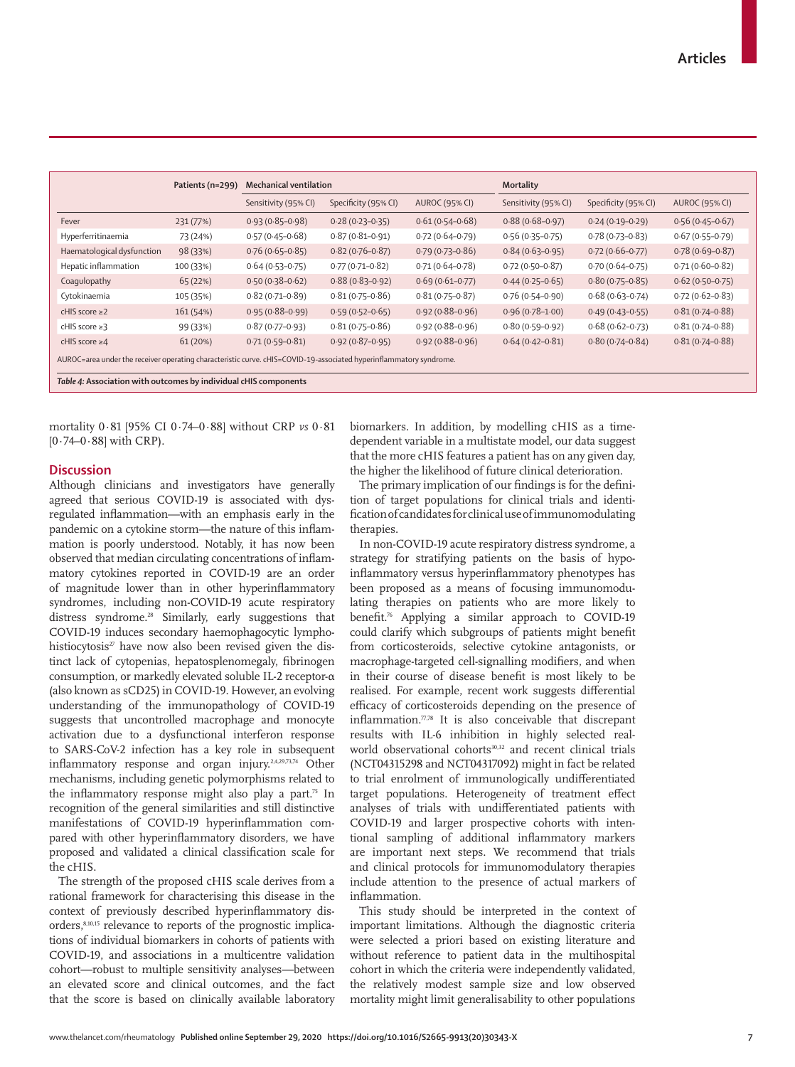|  | Patients (n=299) | Mechanical ventilation |  |  | Mortality |  |  |
|---|---|---|---|---|---|---|---|
|  |  | Sensitivity (95% CI) | Specificity (95% CI) | AUROC (95% CI) | Sensitivity (95% CI) | Specificity (95% CI) | AUROC (95% CI) |
| Fever | 231 (77%) | 0·93 (0·85–0·98) | 0·28 (0·23–0·35) | 0·61 (0·54–0·68) | 0·88 (0·68–0·97) | 0·24 (0·19–0·29) | 0·56 (0·45–0·67) |
| Hyperferritinaemia | 73 (24%) | 0·57 (0·45–0·68) | 0·87 (0·81–0·91) | 0·72 (0·64–0·79) | 0·56 (0·35–0·75) | 0·78 (0·73–0·83) | 0·67 (0·55–0·79) |
| Haematological dysfunction | 98 (33%) | 0·76 (0·65–0·85) | 0·82 (0·76–0·87) | 0·79 (0·73–0·86) | 0·84 (0·63–0·95) | 0·72 (0·66–0·77) | 0·78 (0·69–0·87) |
| Hepatic inflammation | 100 (33%) | 0·64 (0·53–0·75) | 0·77 (0·71–0·82) | 0·71 (0·64–0·78) | 0·72 (0·50–0·87) | 0·70 (0·64–0·75) | 0·71 (0·60–0·82) |
| Coagulopathy | 65 (22%) | 0·50 (0·38–0·62) | 0·88 (0·83–0·92) | 0·69 (0·61–0·77) | 0·44 (0·25–0·65) | 0·80 (0·75–0·85) | 0·62 (0·50–0·75) |
| Cytokinaemia | 105 (35%) | 0·82 (0·71–0·89) | 0·81 (0·75–0·86) | 0·81 (0·75–0·87) | 0·76 (0·54–0·90) | 0·68 (0·63–0·74) | 0·72 (0·62–0·83) |
| cHIS score ≥2 | 161 (54%) | 0·95 (0·88–0·99) | 0·59 (0·52–0·65) | 0·92 (0·88–0·96) | 0·96 (0·78–1·00) | 0·49 (0·43–0·55) | 0·81 (0·74–0·88) |
| cHIS score ≥3 | 99 (33%) | 0·87 (0·77–0·93) | 0·81 (0·75–0·86) | 0·92 (0·88–0·96) | 0·80 (0·59–0·92) | 0·68 (0·62–0·73) | 0·81 (0·74–0·88) |
| cHIS score ≥4 | 61 (20%) | 0·71 (0·59–0·81) | 0·92 (0·87–0·95) | 0·92 (0·88–0·96) | 0·64 (0·42–0·81) | 0·80 (0·74–0·84) | 0·81 (0·74–0·88) |

AUROC=area under the receiver operating characteristic curve. cHIS=COVID-19-associated hyperinflammatory syndrome.

*Table 4:* **Association with outcomes by individual cHIS components**

mortality 0·81 [95% CI 0·74–0·88] without CRP *vs* 0·81 [0·74–0·88] with CRP).

## Discussion

Although clinicians and investigators have generally agreed that serious COVID-19 is associated with dysregulated inflammation—with an emphasis early in the pandemic on a cytokine storm—the nature of this inflammation is poorly understood. Notably, it has now been observed that median circulating concentrations of inflammatory cytokines reported in COVID-19 are an order of magnitude lower than in other hyperinflammatory syndromes, including non-COVID-19 acute respiratory distress syndrome.[28] Similarly, early suggestions that COVID-19 induces secondary haemophagocytic lymphohistiocytosis[27] have now also been revised given the distinct lack of cytopenias, hepatosplenomegaly, fibrinogen consumption, or markedly elevated soluble IL-2 receptor-α (also known as sCD25) in COVID-19. However, an evolving understanding of the immunopathology of COVID-19 suggests that uncontrolled macrophage and monocyte activation due to a dysfunctional interferon response to SARS-CoV-2 infection has a key role in subsequent inflammatory response and organ injury.[2,4,29,73,74] Other mechanisms, including genetic polymorphisms related to the inflammatory response might also play a part.[75] In recognition of the general similarities and still distinctive manifestations of COVID-19 hyperinflammation compared with other hyperinflammatory disorders, we have proposed and validated a clinical classification scale for the cHIS.

The strength of the proposed cHIS scale derives from a rational framework for characterising this disease in the context of previously described hyperinflammatory disorders,[8,10,15] relevance to reports of the prognostic implications of individual biomarkers in cohorts of patients with COVID-19, and associations in a multicentre validation cohort—robust to multiple sensitivity analyses—between an elevated score and clinical outcomes, and the fact that the score is based on clinically available laboratory biomarkers. In addition, by modelling cHIS as a time-dependent variable in a multistate model, our data suggest that the more cHIS features a patient has on any given day, the higher the likelihood of future clinical deterioration.

The primary implication of our findings is for the definition of target populations for clinical trials and identification of candidates for clinical use of immunomodulating therapies.

In non-COVID-19 acute respiratory distress syndrome, a strategy for stratifying patients on the basis of hypoinflammatory versus hyperinflammatory phenotypes has been proposed as a means of focusing immunomodulating therapies on patients who are more likely to benefit.[76] Applying a similar approach to COVID-19 could clarify which subgroups of patients might benefit from corticosteroids, selective cytokine antagonists, or macrophage-targeted cell-signalling modifiers, and when in their course of disease benefit is most likely to be realised. For example, recent work suggests differential efficacy of corticosteroids depending on the presence of inflammation.[77,78] It is also conceivable that discrepant results with IL-6 inhibition in highly selected real-world observational cohorts[30,32] and recent clinical trials (NCT04315298 and NCT04317092) might in fact be related to trial enrolment of immunologically undifferentiated target populations. Heterogeneity of treatment effect analyses of trials with undifferentiated patients with COVID-19 and larger prospective cohorts with intentional sampling of additional inflammatory markers are important next steps. We recommend that trials and clinical protocols for immunomodulatory therapies include attention to the presence of actual markers of inflammation.

This study should be interpreted in the context of important limitations. Although the diagnostic criteria were selected a priori based on existing literature and without reference to patient data in the multihospital cohort in which the criteria were independently validated, the relatively modest sample size and low observed mortality might limit generalisability to other populations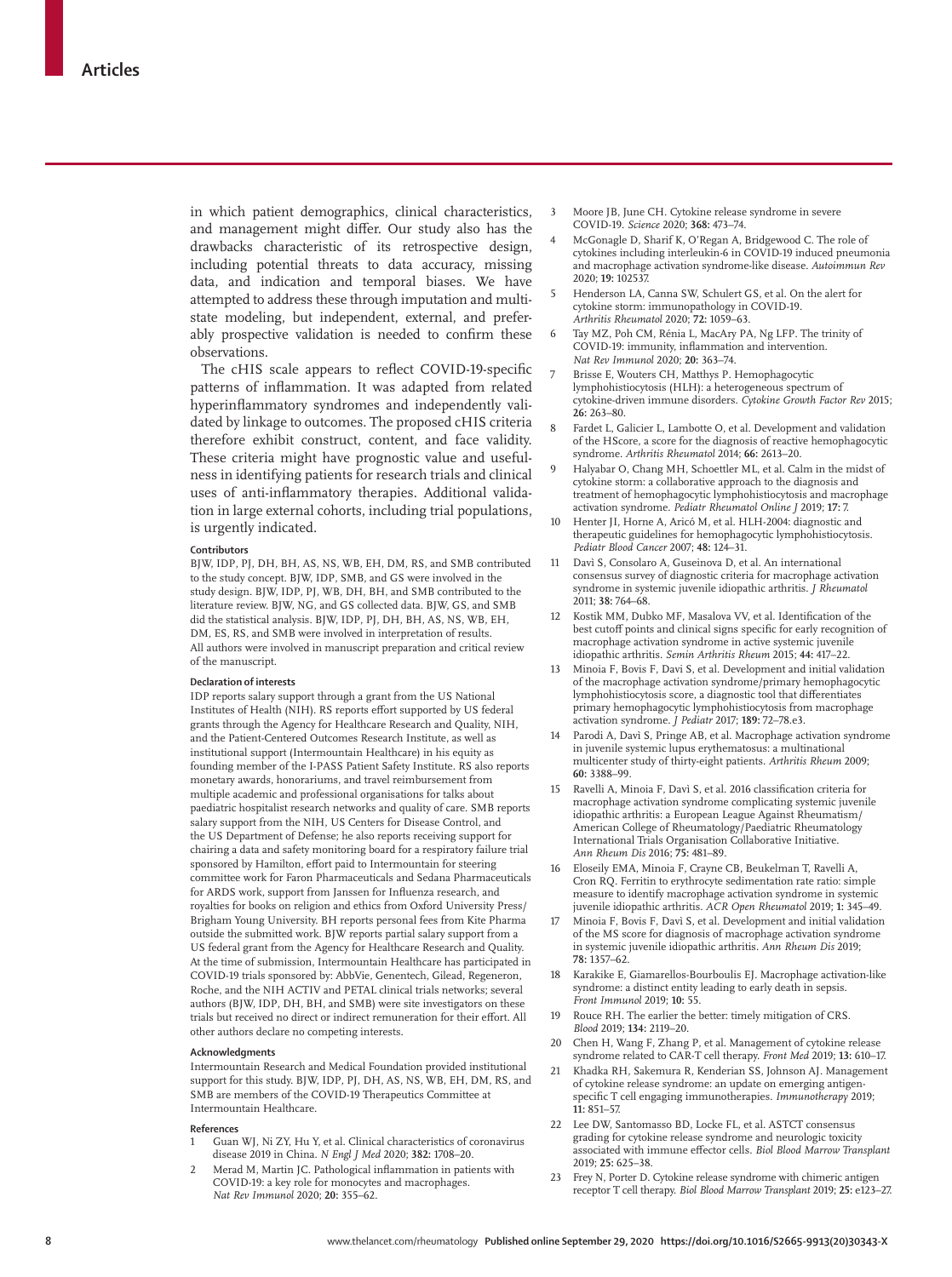in which patient demographics, clinical characteristics, and management might differ. Our study also has the drawbacks characteristic of its retrospective design, including potential threats to data accuracy, missing data, and indication and temporal biases. We have attempted to address these through imputation and multistate modeling, but independent, external, and preferably prospective validation is needed to confirm these observations.

The cHIS scale appears to reflect COVID-19-specific patterns of inflammation. It was adapted from related hyperinflammatory syndromes and independently validated by linkage to outcomes. The proposed cHIS criteria therefore exhibit construct, content, and face validity. These criteria might have prognostic value and usefulness in identifying patients for research trials and clinical uses of anti-inflammatory therapies. Additional validation in large external cohorts, including trial populations, is urgently indicated.

#### Contributors

BJW, IDP, PJ, DH, BH, AS, NS, WB, EH, DM, RS, and SMB contributed to the study concept. BJW, IDP, SMB, and GS were involved in the study design. BJW, IDP, PJ, WB, DH, BH, and SMB contributed to the literature review. BJW, NG, and GS collected data. BJW, GS, and SMB did the statistical analysis. BJW, IDP, PJ, DH, BH, AS, NS, WB, EH, DM, ES, RS, and SMB were involved in interpretation of results. All authors were involved in manuscript preparation and critical review of the manuscript.

#### Declaration of interests

IDP reports salary support through a grant from the US National Institutes of Health (NIH). RS reports effort supported by US federal grants through the Agency for Healthcare Research and Quality, NIH, and the Patient-Centered Outcomes Research Institute, as well as institutional support (Intermountain Healthcare) in his equity as founding member of the I-PASS Patient Safety Institute. RS also reports monetary awards, honorariums, and travel reimbursement from multiple academic and professional organisations for talks about paediatric hospitalist research networks and quality of care. SMB reports salary support from the NIH, US Centers for Disease Control, and the US Department of Defense; he also reports receiving support for chairing a data and safety monitoring board for a respiratory failure trial sponsored by Hamilton, effort paid to Intermountain for steering committee work for Faron Pharmaceuticals and Sedana Pharmaceuticals for ARDS work, support from Janssen for Influenza research, and royalties for books on religion and ethics from Oxford University Press/Brigham Young University. BH reports personal fees from Kite Pharma outside the submitted work. BJW reports partial salary support from a US federal grant from the Agency for Healthcare Research and Quality. At the time of submission, Intermountain Healthcare has participated in COVID-19 trials sponsored by: AbbVie, Genentech, Gilead, Regeneron, Roche, and the NIH ACTIV and PETAL clinical trials networks; several authors (BJW, IDP, DH, BH, and SMB) were site investigators on these trials but received no direct or indirect remuneration for their effort. All other authors declare no competing interests.

#### Acknowledgments

Intermountain Research and Medical Foundation provided institutional support for this study. BJW, IDP, PJ, DH, AS, NS, WB, EH, DM, RS, and SMB are members of the COVID-19 Therapeutics Committee at Intermountain Healthcare.

#### References

1. Guan WJ, Ni ZY, Hu Y, et al. Clinical characteristics of coronavirus disease 2019 in China. *N Engl J Med* 2020; **382:** 1708–20.
2. Merad M, Martin JC. Pathological inflammation in patients with COVID-19: a key role for monocytes and macrophages. *Nat Rev Immunol* 2020; **20:** 355–62.
3. Moore JB, June CH. Cytokine release syndrome in severe COVID-19. *Science* 2020; **368:** 473–74.
4. McGonagle D, Sharif K, O'Regan A, Bridgewood C. The role of cytokines including interleukin-6 in COVID-19 induced pneumonia and macrophage activation syndrome-like disease. *Autoimmun Rev* 2020; **19:** 102537.
5. Henderson LA, Canna SW, Schulert GS, et al. On the alert for cytokine storm: immunopathology in COVID-19. *Arthritis Rheumatol* 2020; **72:** 1059–63.
6. Tay MZ, Poh CM, Rénia L, MacAry PA, Ng LFP. The trinity of COVID-19: immunity, inflammation and intervention. *Nat Rev Immunol* 2020; **20:** 363–74.
7. Brisse E, Wouters CH, Matthys P. Hemophagocytic lymphohistiocytosis (HLH): a heterogeneous spectrum of cytokine-driven immune disorders. *Cytokine Growth Factor Rev* 2015; **26:** 263–80.
8. Fardet L, Galicier L, Lambotte O, et al. Development and validation of the HScore, a score for the diagnosis of reactive hemophagocytic syndrome. *Arthritis Rheumatol* 2014; **66:** 2613–20.
9. Halyabar O, Chang MH, Schoettler ML, et al. Calm in the midst of cytokine storm: a collaborative approach to the diagnosis and treatment of hemophagocytic lymphohistiocytosis and macrophage activation syndrome. *Pediatr Rheumatol Online J* 2019; **17:** 7.
10. Henter JI, Horne A, Aricó M, et al. HLH-2004: diagnostic and therapeutic guidelines for hemophagocytic lymphohistiocytosis. *Pediatr Blood Cancer* 2007; **48:** 124–31.
11. Davì S, Consolaro A, Guseinova D, et al. An international consensus survey of diagnostic criteria for macrophage activation syndrome in systemic juvenile idiopathic arthritis. *J Rheumatol* 2011; **38:** 764–68.
12. Kostik MM, Dubko MF, Masalova VV, et al. Identification of the best cutoff points and clinical signs specific for early recognition of macrophage activation syndrome in active systemic juvenile idiopathic arthritis. *Semin Arthritis Rheum* 2015; **44:** 417–22.
13. Minoia F, Bovis F, Davì S, et al. Development and initial validation of the macrophage activation syndrome/primary hemophagocytic lymphohistiocytosis score, a diagnostic tool that differentiates primary hemophagocytic lymphohistiocytosis from macrophage activation syndrome. *J Pediatr* 2017; **189:** 72–78.e3.
14. Parodi A, Davì S, Pringe AB, et al. Macrophage activation syndrome in juvenile systemic lupus erythematosus: a multinational multicenter study of thirty-eight patients. *Arthritis Rheum* 2009; **60:** 3388–99.
15. Ravelli A, Minoia F, Davì S, et al. 2016 classification criteria for macrophage activation syndrome complicating systemic juvenile idiopathic arthritis: a European League Against Rheumatism/American College of Rheumatology/Paediatric Rheumatology International Trials Organisation Collaborative Initiative. *Ann Rheum Dis* 2016; **75:** 481–89.
16. Eloseily EMA, Minoia F, Crayne CB, Beukelman T, Ravelli A, Cron RQ. Ferritin to erythrocyte sedimentation rate ratio: simple measure to identify macrophage activation syndrome in systemic juvenile idiopathic arthritis. *ACR Open Rheumatol* 2019; **1:** 345–49.
17. Minoia F, Bovis F, Davì S, et al. Development and initial validation of the MS score for diagnosis of macrophage activation syndrome in systemic juvenile idiopathic arthritis. *Ann Rheum Dis* 2019; **78:** 1357–62.
18. Karakike E, Giamarellos-Bourboulis EJ. Macrophage activation-like syndrome: a distinct entity leading to early death in sepsis. *Front Immunol* 2019; **10:** 55.
19. Rouce RH. The earlier the better: timely mitigation of CRS. *Blood* 2019; **134:** 2119–20.
20. Chen H, Wang F, Zhang P, et al. Management of cytokine release syndrome related to CAR-T cell therapy. *Front Med* 2019; **13:** 610–17.
21. Khadka RH, Sakemura R, Kenderian SS, Johnson AJ. Management of cytokine release syndrome: an update on emerging antigen-specific T cell engaging immunotherapies. *Immunotherapy* 2019; **11:** 851–57.
22. Lee DW, Santomasso BD, Locke FL, et al. ASTCT consensus grading for cytokine release syndrome and neurologic toxicity associated with immune effector cells. *Biol Blood Marrow Transplant* 2019; **25:** 625–38.
23. Frey N, Porter D. Cytokine release syndrome with chimeric antigen receptor T cell therapy. *Biol Blood Marrow Transplant* 2019; **25:** e123–27.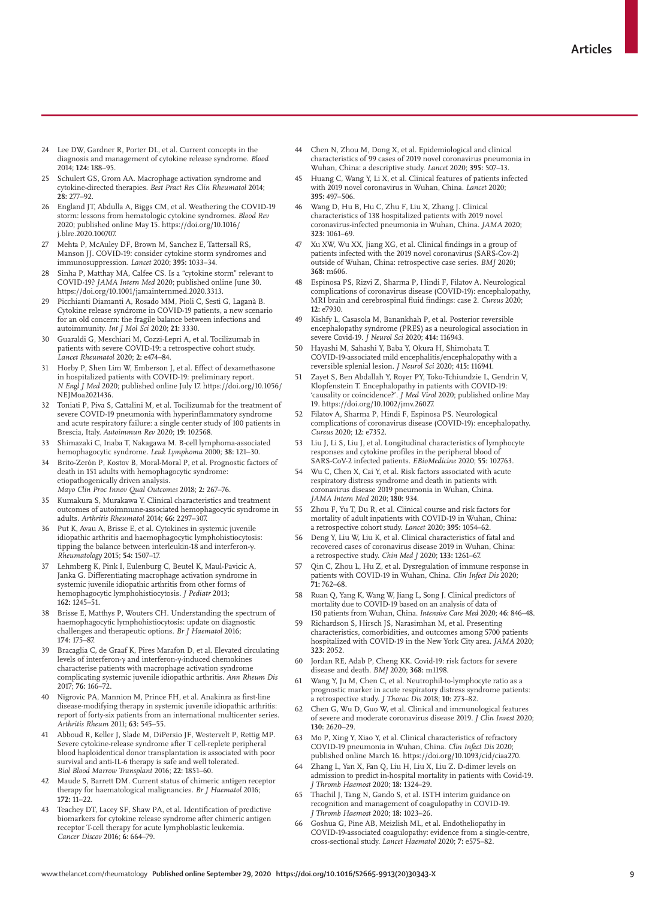24 Lee DW, Gardner R, Porter DL, et al. Current concepts in the diagnosis and management of cytokine release syndrome. *Blood* 2014; **124:** 188–95.

25 Schulert GS, Grom AA. Macrophage activation syndrome and cytokine-directed therapies. *Best Pract Res Clin Rheumatol* 2014; **28:** 277–92.

26 England JT, Abdulla A, Biggs CM, et al. Weathering the COVID-19 storm: lessons from hematologic cytokine syndromes. *Blood Rev* 2020; published online May 15. https://doi.org/10.1016/j.blre.2020.100707.

27 Mehta P, McAuley DF, Brown M, Sanchez E, Tattersall RS, Manson JJ. COVID-19: consider cytokine storm syndromes and immunosuppression. *Lancet* 2020; **395:** 1033–34.

28 Sinha P, Matthay MA, Calfee CS. Is a "cytokine storm" relevant to COVID-19? *JAMA Intern Med* 2020; published online June 30. https://doi.org/10.1001/jamainternmed.2020.3313.

29 Picchianti Diamanti A, Rosado MM, Pioli C, Sesti G, Laganà B. Cytokine release syndrome in COVID-19 patients, a new scenario for an old concern: the fragile balance between infections and autoimmunity. *Int J Mol Sci* 2020; **21:** 3330.

30 Guaraldi G, Meschiari M, Cozzi-Lepri A, et al. Tocilizumab in patients with severe COVID-19: a retrospective cohort study. *Lancet Rheumatol* 2020; **2:** e474–84.

31 Horby P, Shen Lim W, Emberson J, et al. Effect of dexamethasone in hospitalized patients with COVID-19: preliminary report. *N Engl J Med* 2020; published online July 17. https://doi.org/10.1056/NEJMoa2021436.

32 Toniati P, Piva S, Cattalini M, et al. Tocilizumab for the treatment of severe COVID-19 pneumonia with hyperinflammatory syndrome and acute respiratory failure: a single center study of 100 patients in Brescia, Italy. *Autoimmun Rev* 2020; **19:** 102568.

33 Shimazaki C, Inaba T, Nakagawa M. B-cell lymphoma-associated hemophagocytic syndrome. *Leuk Lymphoma* 2000; **38:** 121–30.

34 Brito-Zerón P, Kostov B, Moral-Moral P, et al. Prognostic factors of death in 151 adults with hemophagocytic syndrome: etiopathogenically driven analysis. *Mayo Clin Proc Innov Qual Outcomes* 2018; **2:** 267–76.

35 Kumakura S, Murakawa Y. Clinical characteristics and treatment outcomes of autoimmune-associated hemophagocytic syndrome in adults. *Arthritis Rheumatol* 2014; **66:** 2297–307.

36 Put K, Avau A, Brisse E, et al. Cytokines in systemic juvenile idiopathic arthritis and haemophagocytic lymphohistiocytosis: tipping the balance between interleukin-18 and interferon-γ. *Rheumatology* 2015; **54:** 1507–17.

37 Lehmberg K, Pink I, Eulenburg C, Beutel K, Maul-Pavicic A, Janka G. Differentiating macrophage activation syndrome in systemic juvenile idiopathic arthritis from other forms of hemophagocytic lymphohistiocytosis. *J Pediatr* 2013; **162:** 1245–51.

38 Brisse E, Matthys P, Wouters CH. Understanding the spectrum of haemophagocytic lymphohistiocytosis: update on diagnostic challenges and therapeutic options. *Br J Haematol* 2016; **174:** 175–87.

39 Bracaglia C, de Graaf K, Pires Marafon D, et al. Elevated circulating levels of interferon-γ and interferon-γ-induced chemokines characterise patients with macrophage activation syndrome complicating systemic juvenile idiopathic arthritis. *Ann Rheum Dis* 2017; **76:** 166–72.

40 Nigrovic PA, Mannion M, Prince FH, et al. Anakinra as first-line disease-modifying therapy in systemic juvenile idiopathic arthritis: report of forty-six patients from an international multicenter series. *Arthritis Rheum* 2011; **63:** 545–55.

41 Abboud R, Keller J, Slade M, DiPersio JF, Westervelt P, Rettig MP. Severe cytokine-release syndrome after T cell-replete peripheral blood haploidentical donor transplantation is associated with poor survival and anti-IL-6 therapy is safe and well tolerated. *Biol Blood Marrow Transplant* 2016; **22:** 1851–60.

42 Maude S, Barrett DM. Current status of chimeric antigen receptor therapy for haematological malignancies. *Br J Haematol* 2016; **172:** 11–22.

43 Teachey DT, Lacey SF, Shaw PA, et al. Identification of predictive biomarkers for cytokine release syndrome after chimeric antigen receptor T-cell therapy for acute lymphoblastic leukemia. *Cancer Discov* 2016; **6:** 664–79.

44 Chen N, Zhou M, Dong X, et al. Epidemiological and clinical characteristics of 99 cases of 2019 novel coronavirus pneumonia in Wuhan, China: a descriptive study. *Lancet* 2020; **395:** 507–13.

45 Huang C, Wang Y, Li X, et al. Clinical features of patients infected with 2019 novel coronavirus in Wuhan, China. *Lancet* 2020; **395:** 497–506.

46 Wang D, Hu B, Hu C, Zhu F, Liu X, Zhang J. Clinical characteristics of 138 hospitalized patients with 2019 novel coronavirus-infected pneumonia in Wuhan, China. *JAMA* 2020; **323:** 1061–69.

47 Xu XW, Wu XX, Jiang XG, et al. Clinical findings in a group of patients infected with the 2019 novel coronavirus (SARS-Cov-2) outside of Wuhan, China: retrospective case series. *BMJ* 2020; **368:** m606.

48 Espinosa PS, Rizvi Z, Sharma P, Hindi F, Filatov A. Neurological complications of coronavirus disease (COVID-19): encephalopathy, MRI brain and cerebrospinal fluid findings: case 2. *Cureus* 2020; **12:** e7930.

49 Kishfy L, Casasola M, Banankhah P, et al. Posterior reversible encephalopathy syndrome (PRES) as a neurological association in severe Covid-19. *J Neurol Sci* 2020; **414:** 116943.

50 Hayashi M, Sahashi Y, Baba Y, Okura H, Shimohata T. COVID-19-associated mild encephalitis/encephalopathy with a reversible splenial lesion. *J Neurol Sci* 2020; **415:** 116941.

51 Zayet S, Ben Abdallah Y, Royer PY, Toko-Tchiundzie L, Gendrin V, Klopfenstein T. Encephalopathy in patients with COVID-19: 'causality or coincidence?'. *J Med Virol* 2020; published online May 19. https://doi.org/10.1002/jmv.26027.

52 Filatov A, Sharma P, Hindi F, Espinosa PS. Neurological complications of coronavirus disease (COVID-19): encephalopathy. *Cureus* 2020; **12:** e7352.

53 Liu J, Li S, Liu J, et al. Longitudinal characteristics of lymphocyte responses and cytokine profiles in the peripheral blood of SARS-CoV-2 infected patients. *EBioMedicine* 2020; **55:** 102763.

54 Wu C, Chen X, Cai Y, et al. Risk factors associated with acute respiratory distress syndrome and death in patients with coronavirus disease 2019 pneumonia in Wuhan, China. *JAMA Intern Med* 2020; **180:** 934.

55 Zhou F, Yu T, Du R, et al. Clinical course and risk factors for mortality of adult inpatients with COVID-19 in Wuhan, China: a retrospective cohort study. *Lancet* 2020; **395:** 1054–62.

56 Deng Y, Liu W, Liu K, et al. Clinical characteristics of fatal and recovered cases of coronavirus disease 2019 in Wuhan, China: a retrospective study. *Chin Med J* 2020; **133:** 1261–67.

57 Qin C, Zhou L, Hu Z, et al. Dysregulation of immune response in patients with COVID-19 in Wuhan, China. *Clin Infect Dis* 2020; **71:** 762–68.

58 Ruan Q, Yang K, Wang W, Jiang L, Song J. Clinical predictors of mortality due to COVID-19 based on an analysis of data of 150 patients from Wuhan, China. *Intensive Care Med* 2020; **46:** 846–48.

59 Richardson S, Hirsch JS, Narasimhan M, et al. Presenting characteristics, comorbidities, and outcomes among 5700 patients hospitalized with COVID-19 in the New York City area. *JAMA* 2020; **323:** 2052.

60 Jordan RE, Adab P, Cheng KK. Covid-19: risk factors for severe disease and death. *BMJ* 2020; **368:** m1198.

61 Wang Y, Ju M, Chen C, et al. Neutrophil-to-lymphocyte ratio as a prognostic marker in acute respiratory distress syndrome patients: a retrospective study. *J Thorac Dis* 2018; **10:** 273–82.

62 Chen G, Wu D, Guo W, et al. Clinical and immunological features of severe and moderate coronavirus disease 2019. *J Clin Invest* 2020; **130:** 2620–29.

63 Mo P, Xing Y, Xiao Y, et al. Clinical characteristics of refractory COVID-19 pneumonia in Wuhan, China. *Clin Infect Dis* 2020; published online March 16. https://doi.org/10.1093/cid/ciaa270.

64 Zhang L, Yan X, Fan Q, Liu H, Liu X, Liu Z. D-dimer levels on admission to predict in-hospital mortality in patients with Covid-19. *J Thromb Haemost* 2020; **18:** 1324–29.

65 Thachil J, Tang N, Gando S, et al. ISTH interim guidance on recognition and management of coagulopathy in COVID-19. *J Thromb Haemost* 2020; **18:** 1023–26.

66 Goshua G, Pine AB, Meizlish ML, et al. Endotheliopathy in COVID-19-associated coagulopathy: evidence from a single-centre, cross-sectional study. *Lancet Haematol* 2020; **7:** e575–82.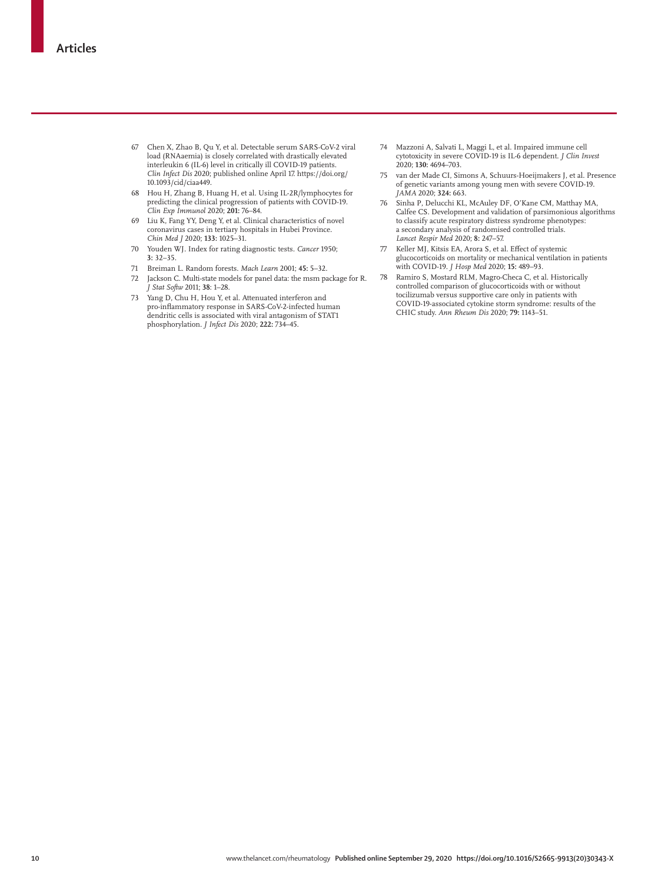67 Chen X, Zhao B, Qu Y, et al. Detectable serum SARS-CoV-2 viral load (RNAaemia) is closely correlated with drastically elevated interleukin 6 (IL-6) level in critically ill COVID-19 patients. *Clin Infect Dis* 2020; published online April 17. https://doi.org/10.1093/cid/ciaa449.

68 Hou H, Zhang B, Huang H, et al. Using IL-2R/lymphocytes for predicting the clinical progression of patients with COVID-19. *Clin Exp Immunol* 2020; **201:** 76–84.

69 Liu K, Fang YY, Deng Y, et al. Clinical characteristics of novel coronavirus cases in tertiary hospitals in Hubei Province. *Chin Med J* 2020; **133:** 1025–31.

70 Youden WJ. Index for rating diagnostic tests. *Cancer* 1950; **3:** 32–35.

71 Breiman L. Random forests. *Mach Learn* 2001; **45:** 5–32.

72 Jackson C. Multi-state models for panel data: the msm package for R. *J Stat Softw* 2011; **38**: 1–28.

73 Yang D, Chu H, Hou Y, et al. Attenuated interferon and pro-inflammatory response in SARS-CoV-2-infected human dendritic cells is associated with viral antagonism of STAT1 phosphorylation. *J Infect Dis* 2020; **222:** 734–45.

74 Mazzoni A, Salvati L, Maggi L, et al. Impaired immune cell cytotoxicity in severe COVID-19 is IL-6 dependent. *J Clin Invest* 2020; **130:** 4694–703.

75 van der Made CI, Simons A, Schuurs-Hoeijmakers J, et al. Presence of genetic variants among young men with severe COVID-19. *JAMA* 2020; **324:** 663.

76 Sinha P, Delucchi KL, McAuley DF, O'Kane CM, Matthay MA, Calfee CS. Development and validation of parsimonious algorithms to classify acute respiratory distress syndrome phenotypes: a secondary analysis of randomised controlled trials. *Lancet Respir Med* 2020; **8:** 247–57.

77 Keller MJ, Kitsis EA, Arora S, et al. Effect of systemic glucocorticoids on mortality or mechanical ventilation in patients with COVID-19. *J Hosp Med* 2020; **15:** 489–93.

78 Ramiro S, Mostard RLM, Magro-Checa C, et al. Historically controlled comparison of glucocorticoids with or without tocilizumab versus supportive care only in patients with COVID-19-associated cytokine storm syndrome: results of the CHIC study. *Ann Rheum Dis* 2020; **79:** 1143–51.